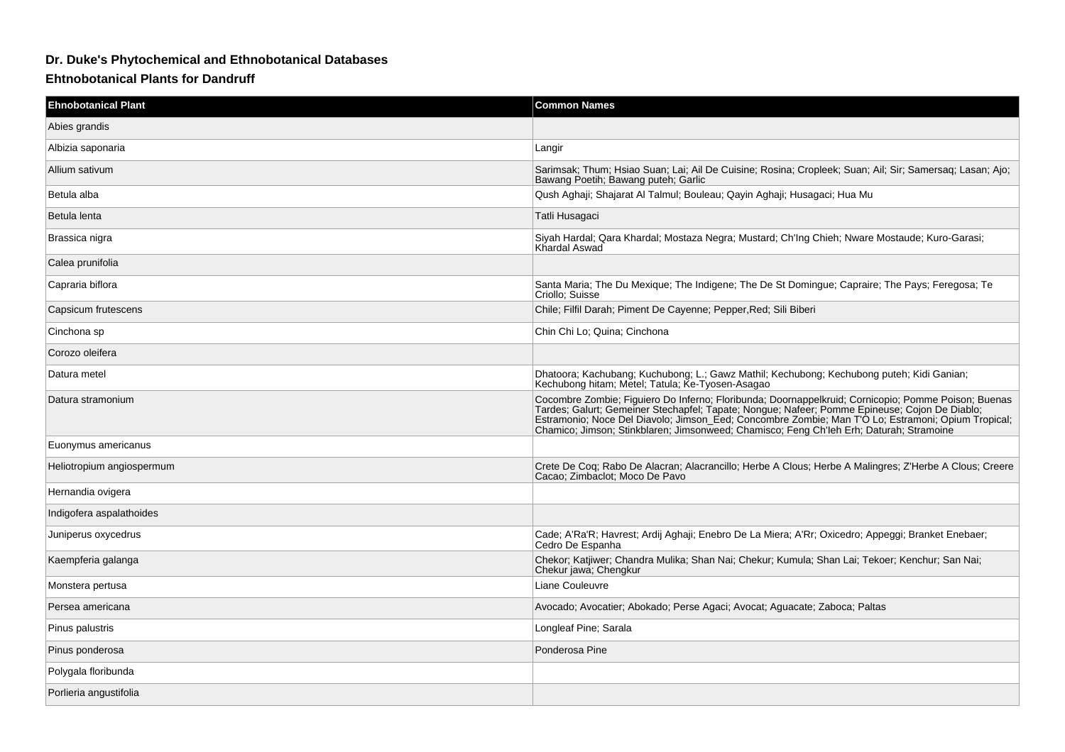## Dr. Duke's Phytochemical and Ethnobotanical Databases

### Ehtnobotanical Plants for Dandruff

| Ehnobotanical Plant | Common Names |
|---|---|
| Abies grandis | |
| Albizia saponaria | Langir |
| Allium sativum | Sarimsak; Thum; Hsiao Suan; Lai; Ail De Cuisine; Rosina; Cropleek; Suan; Ail; Sir; Samersaq; Lasan; Ajo; Bawang Poetih; Bawang puteh; Garlic |
| Betula alba | Qush Aghaji; Shajarat Al Talmul; Bouleau; Qayin Aghaji; Husagaci; Hua Mu |
| Betula lenta | Tatli Husagaci |
| Brassica nigra | Siyah Hardal; Qara Khardal; Mostaza Negra; Mustard; Ch'Ing Chieh; Nware Mostaude; Kuro-Garasi; Khardal Aswad |
| Calea prunifolia | |
| Capraria biflora | Santa Maria; The Du Mexique; The Indigene; The De St Domingue; Capraire; The Pays; Feregosa; Te Criollo; Suisse |
| Capsicum frutescens | Chile; Filfil Darah; Piment De Cayenne; Pepper,Red; Sili Biberi |
| Cinchona sp | Chin Chi Lo; Quina; Cinchona |
| Corozo oleifera | |
| Datura metel | Dhatoora; Kachubang; Kuchubong; L.; Gawz Mathil; Kechubong; Kechubong puteh; Kidi Ganian; Kechubong hitam; Metel; Tatula; Ke-Tyosen-Asagao |
| Datura stramonium | Cocombre Zombie; Figuiero Do Inferno; Floribunda; Doornappelkruid; Cornicopio; Pomme Poison; Buenas Tardes; Galurt; Gemeiner Stechapfel; Tapate; Nongue; Nafeer; Pomme Epineuse; Cojon De Diablo; Estramonio; Noce Del Diavolo; Jimson_Eed; Concombre Zombie; Man T'O Lo; Estramoni; Opium Tropical; Chamico; Jimson; Stinkblaren; Jimsonweed; Chamisco; Feng Ch'Ieh Erh; Daturah; Stramoine |
| Euonymus americanus | |
| Heliotropium angiospermum | Crete De Coq; Rabo De Alacran; Alacrancillo; Herbe A Clous; Herbe A Malingres; Z'Herbe A Clous; Creere Cacao; Zimbaclot; Moco De Pavo |
| Hernandia ovigera | |
| Indigofera aspalathoides | |
| Juniperus oxycedrus | Cade; A'Ra'R; Havrest; Ardij Aghaji; Enebro De La Miera; A'Rr; Oxicedro; Appeggi; Branket Enebaer; Cedro De Espanha |
| Kaempferia galanga | Chekor; Katjiwer; Chandra Mulika; Shan Nai; Chekur; Kumula; Shan Lai; Tekoer; Kenchur; San Nai; Chekur jawa; Chengkur |
| Monstera pertusa | Liane Couleuvre |
| Persea americana | Avocado; Avocatier; Abokado; Perse Agaci; Avocat; Aguacate; Zaboca; Paltas |
| Pinus palustris | Longleaf Pine; Sarala |
| Pinus ponderosa | Ponderosa Pine |
| Polygala floribunda | |
| Porlieria angustifolia | |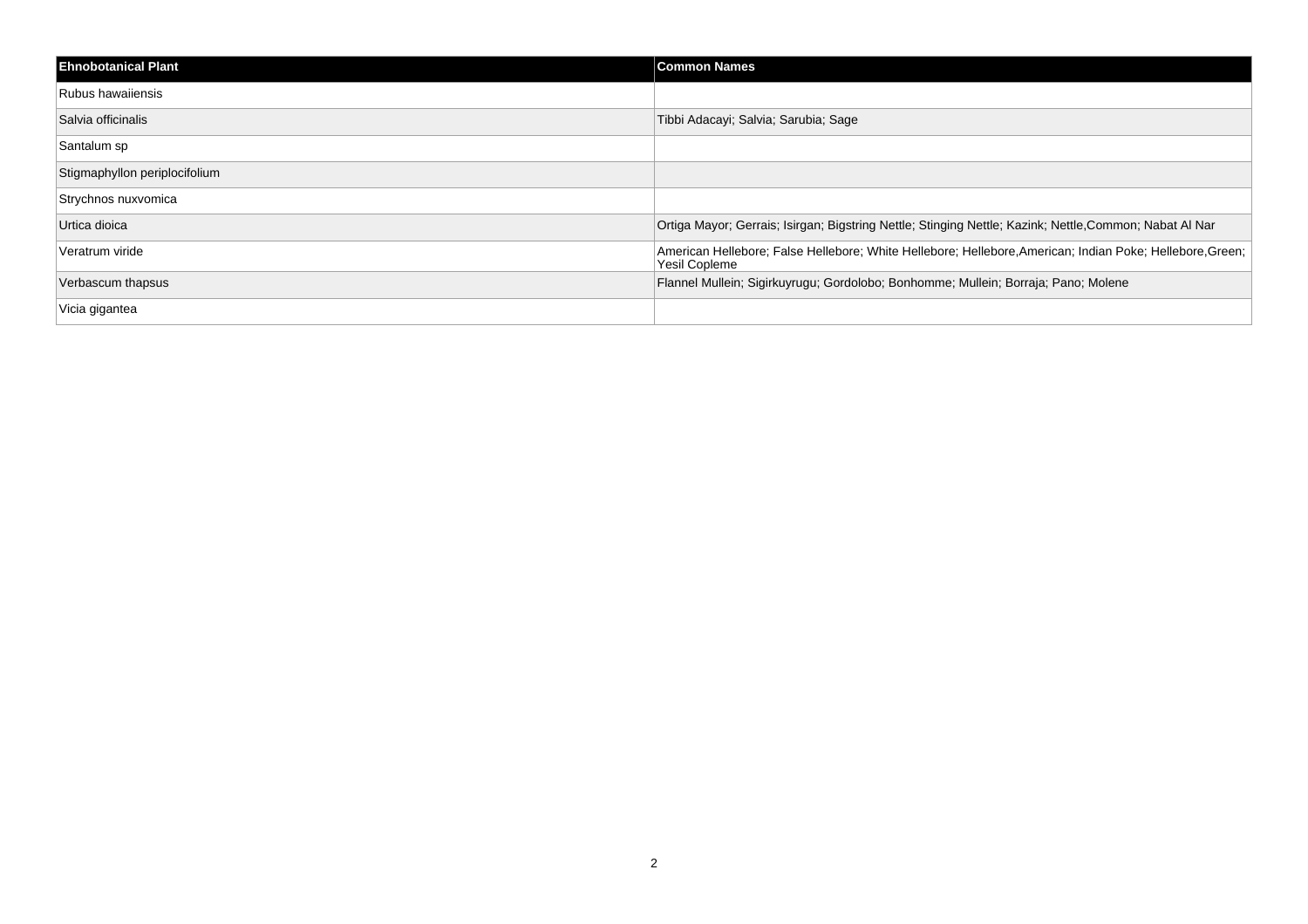| Ehnobotanical Plant | Common Names |
| --- | --- |
| Rubus hawaiiensis | |
| Salvia officinalis | Tibbi Adacayi; Salvia; Sarubia; Sage |
| Santalum sp | |
| Stigmaphyllon periplocifolium | |
| Strychnos nuxvomica | |
| Urtica dioica | Ortiga Mayor; Gerrais; Isirgan; Bigstring Nettle; Stinging Nettle; Kazink; Nettle,Common; Nabat Al Nar |
| Veratrum viride | American Hellebore; False Hellebore; White Hellebore; Hellebore,American; Indian Poke; Hellebore,Green; Yesil Copleme |
| Verbascum thapsus | Flannel Mullein; Sigirkuyrugu; Gordolobo; Bonhomme; Mullein; Borraja; Pano; Molene |
| Vicia gigantea | |